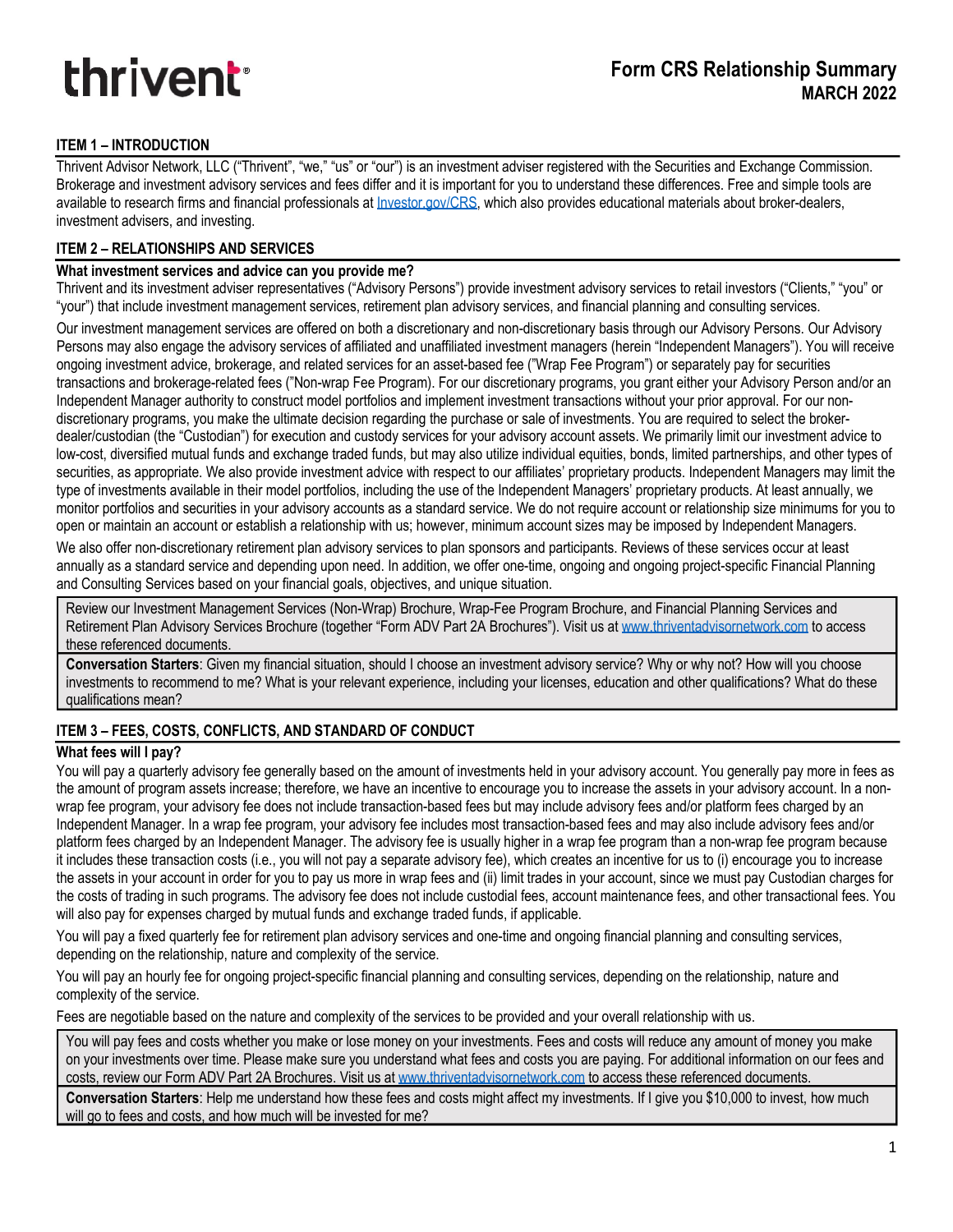# thrivent

## Form CRS Relationship Summary
**MARCH 2022**

## ITEM 1 – INTRODUCTION

Thrivent Advisor Network, LLC ("Thrivent", "we," "us" or "our") is an investment adviser registered with the Securities and Exchange Commission. Brokerage and investment advisory services and fees differ and it is important for you to understand these differences. Free and simple tools are available to research firms and financial professionals at Investor.gov/CRS, which also provides educational materials about broker-dealers, investment advisers, and investing.

## ITEM 2 – RELATIONSHIPS AND SERVICES

### What investment services and advice can you provide me?

Thrivent and its investment adviser representatives ("Advisory Persons") provide investment advisory services to retail investors ("Clients," "you" or "your") that include investment management services, retirement plan advisory services, and financial planning and consulting services.

Our investment management services are offered on both a discretionary and non-discretionary basis through our Advisory Persons. Our Advisory Persons may also engage the advisory services of affiliated and unaffiliated investment managers (herein "Independent Managers"). You will receive ongoing investment advice, brokerage, and related services for an asset-based fee ("Wrap Fee Program") or separately pay for securities transactions and brokerage-related fees ("Non-wrap Fee Program). For our discretionary programs, you grant either your Advisory Person and/or an Independent Manager authority to construct model portfolios and implement investment transactions without your prior approval. For our non-discretionary programs, you make the ultimate decision regarding the purchase or sale of investments. You are required to select the broker-dealer/custodian (the "Custodian") for execution and custody services for your advisory account assets. We primarily limit our investment advice to low-cost, diversified mutual funds and exchange traded funds, but may also utilize individual equities, bonds, limited partnerships, and other types of securities, as appropriate. We also provide investment advice with respect to our affiliates' proprietary products. Independent Managers may limit the type of investments available in their model portfolios, including the use of the Independent Managers' proprietary products. At least annually, we monitor portfolios and securities in your advisory accounts as a standard service. We do not require account or relationship size minimums for you to open or maintain an account or establish a relationship with us; however, minimum account sizes may be imposed by Independent Managers.

We also offer non-discretionary retirement plan advisory services to plan sponsors and participants. Reviews of these services occur at least annually as a standard service and depending upon need. In addition, we offer one-time, ongoing and ongoing project-specific Financial Planning and Consulting Services based on your financial goals, objectives, and unique situation.

Review our Investment Management Services (Non-Wrap) Brochure, Wrap-Fee Program Brochure, and Financial Planning Services and Retirement Plan Advisory Services Brochure (together "Form ADV Part 2A Brochures"). Visit us at www.thriventadvisornetwork.com to access these referenced documents.

**Conversation Starters**: Given my financial situation, should I choose an investment advisory service? Why or why not? How will you choose investments to recommend to me? What is your relevant experience, including your licenses, education and other qualifications? What do these qualifications mean?

## ITEM 3 – FEES, COSTS, CONFLICTS, AND STANDARD OF CONDUCT

### What fees will I pay?

You will pay a quarterly advisory fee generally based on the amount of investments held in your advisory account. You generally pay more in fees as the amount of program assets increase; therefore, we have an incentive to encourage you to increase the assets in your advisory account. In a non-wrap fee program, your advisory fee does not include transaction-based fees but may include advisory fees and/or platform fees charged by an Independent Manager. In a wrap fee program, your advisory fee includes most transaction-based fees and may also include advisory fees and/or platform fees charged by an Independent Manager. The advisory fee is usually higher in a wrap fee program than a non-wrap fee program because it includes these transaction costs (i.e., you will not pay a separate advisory fee), which creates an incentive for us to (i) encourage you to increase the assets in your account in order for you to pay us more in wrap fees and (ii) limit trades in your account, since we must pay Custodian charges for the costs of trading in such programs. The advisory fee does not include custodial fees, account maintenance fees, and other transactional fees. You will also pay for expenses charged by mutual funds and exchange traded funds, if applicable.

You will pay a fixed quarterly fee for retirement plan advisory services and one-time and ongoing financial planning and consulting services, depending on the relationship, nature and complexity of the service.

You will pay an hourly fee for ongoing project-specific financial planning and consulting services, depending on the relationship, nature and complexity of the service.

Fees are negotiable based on the nature and complexity of the services to be provided and your overall relationship with us.

You will pay fees and costs whether you make or lose money on your investments. Fees and costs will reduce any amount of money you make on your investments over time. Please make sure you understand what fees and costs you are paying. For additional information on our fees and costs, review our Form ADV Part 2A Brochures. Visit us at www.thriventadvisornetwork.com to access these referenced documents.

**Conversation Starters**: Help me understand how these fees and costs might affect my investments. If I give you $10,000 to invest, how much will go to fees and costs, and how much will be invested for me?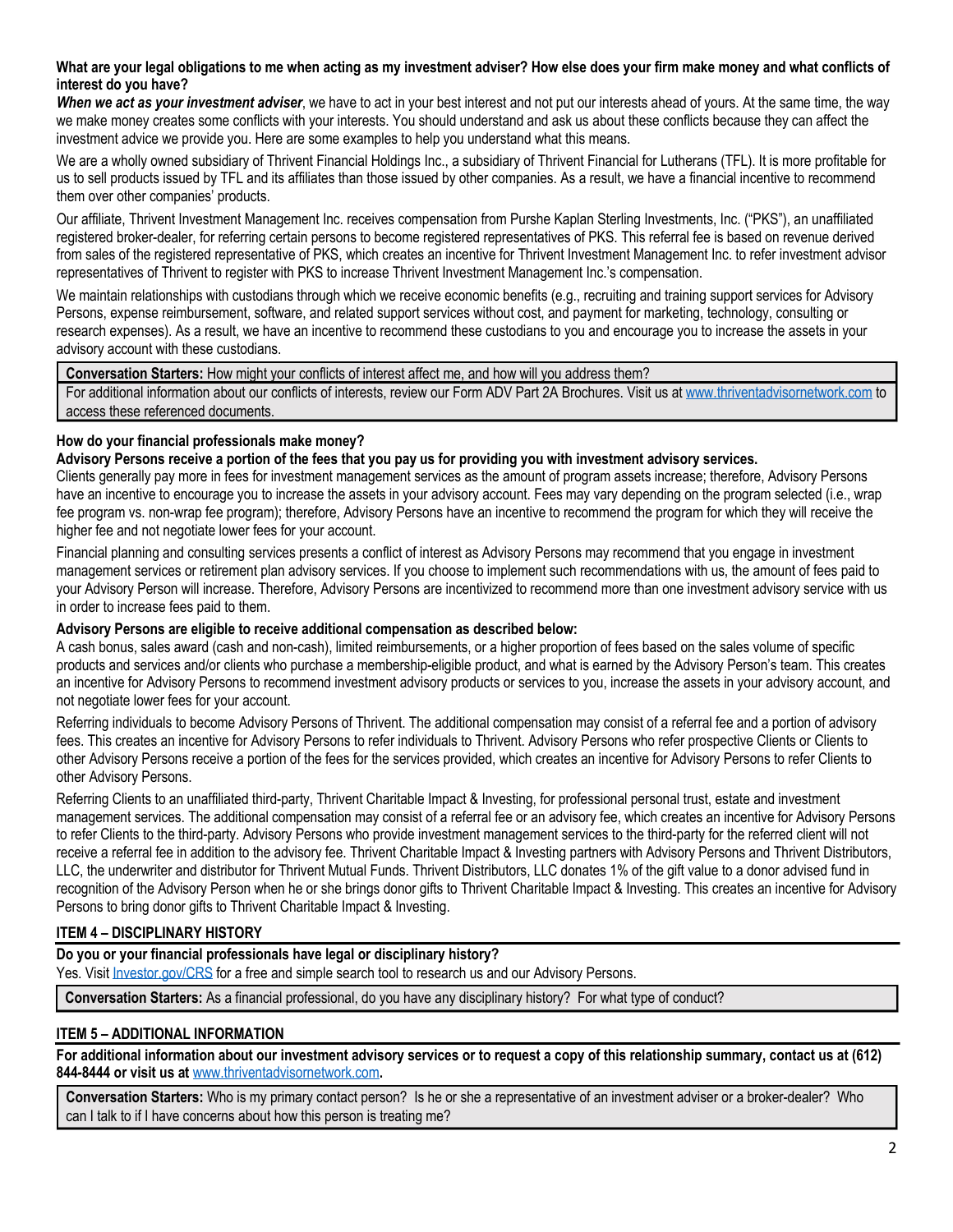**What are your legal obligations to me when acting as my investment adviser? How else does your firm make money and what conflicts of interest do you have?**

***When we act as your investment adviser***, we have to act in your best interest and not put our interests ahead of yours. At the same time, the way we make money creates some conflicts with your interests. You should understand and ask us about these conflicts because they can affect the investment advice we provide you. Here are some examples to help you understand what this means.

We are a wholly owned subsidiary of Thrivent Financial Holdings Inc., a subsidiary of Thrivent Financial for Lutherans (TFL). It is more profitable for us to sell products issued by TFL and its affiliates than those issued by other companies. As a result, we have a financial incentive to recommend them over other companies' products.

Our affiliate, Thrivent Investment Management Inc. receives compensation from Purshe Kaplan Sterling Investments, Inc. ("PKS"), an unaffiliated registered broker-dealer, for referring certain persons to become registered representatives of PKS. This referral fee is based on revenue derived from sales of the registered representative of PKS, which creates an incentive for Thrivent Investment Management Inc. to refer investment advisor representatives of Thrivent to register with PKS to increase Thrivent Investment Management Inc.'s compensation.

We maintain relationships with custodians through which we receive economic benefits (e.g., recruiting and training support services for Advisory Persons, expense reimbursement, software, and related support services without cost, and payment for marketing, technology, consulting or research expenses). As a result, we have an incentive to recommend these custodians to you and encourage you to increase the assets in your advisory account with these custodians.

**Conversation Starters:** How might your conflicts of interest affect me, and how will you address them?

For additional information about our conflicts of interests, review our Form ADV Part 2A Brochures. Visit us at www.thriventadvisornetwork.com to access these referenced documents.

**How do your financial professionals make money?**

**Advisory Persons receive a portion of the fees that you pay us for providing you with investment advisory services.**

Clients generally pay more in fees for investment management services as the amount of program assets increase; therefore, Advisory Persons have an incentive to encourage you to increase the assets in your advisory account. Fees may vary depending on the program selected (i.e., wrap fee program vs. non-wrap fee program); therefore, Advisory Persons have an incentive to recommend the program for which they will receive the higher fee and not negotiate lower fees for your account.

Financial planning and consulting services presents a conflict of interest as Advisory Persons may recommend that you engage in investment management services or retirement plan advisory services. If you choose to implement such recommendations with us, the amount of fees paid to your Advisory Person will increase. Therefore, Advisory Persons are incentivized to recommend more than one investment advisory service with us in order to increase fees paid to them.

**Advisory Persons are eligible to receive additional compensation as described below:**

A cash bonus, sales award (cash and non-cash), limited reimbursements, or a higher proportion of fees based on the sales volume of specific products and services and/or clients who purchase a membership-eligible product, and what is earned by the Advisory Person's team. This creates an incentive for Advisory Persons to recommend investment advisory products or services to you, increase the assets in your advisory account, and not negotiate lower fees for your account.

Referring individuals to become Advisory Persons of Thrivent. The additional compensation may consist of a referral fee and a portion of advisory fees. This creates an incentive for Advisory Persons to refer individuals to Thrivent. Advisory Persons who refer prospective Clients or Clients to other Advisory Persons receive a portion of the fees for the services provided, which creates an incentive for Advisory Persons to refer Clients to other Advisory Persons.

Referring Clients to an unaffiliated third-party, Thrivent Charitable Impact & Investing, for professional personal trust, estate and investment management services. The additional compensation may consist of a referral fee or an advisory fee, which creates an incentive for Advisory Persons to refer Clients to the third-party. Advisory Persons who provide investment management services to the third-party for the referred client will not receive a referral fee in addition to the advisory fee. Thrivent Charitable Impact & Investing partners with Advisory Persons and Thrivent Distributors, LLC, the underwriter and distributor for Thrivent Mutual Funds. Thrivent Distributors, LLC donates 1% of the gift value to a donor advised fund in recognition of the Advisory Person when he or she brings donor gifts to Thrivent Charitable Impact & Investing. This creates an incentive for Advisory Persons to bring donor gifts to Thrivent Charitable Impact & Investing.

## ITEM 4 – DISCIPLINARY HISTORY

**Do you or your financial professionals have legal or disciplinary history?**

Yes. Visit Investor.gov/CRS for a free and simple search tool to research us and our Advisory Persons.

**Conversation Starters:** As a financial professional, do you have any disciplinary history? For what type of conduct?

## ITEM 5 – ADDITIONAL INFORMATION

**For additional information about our investment advisory services or to request a copy of this relationship summary, contact us at (612) 844-8444 or visit us at www.thriventadvisornetwork.com.**

**Conversation Starters:** Who is my primary contact person? Is he or she a representative of an investment adviser or a broker-dealer? Who can I talk to if I have concerns about how this person is treating me?